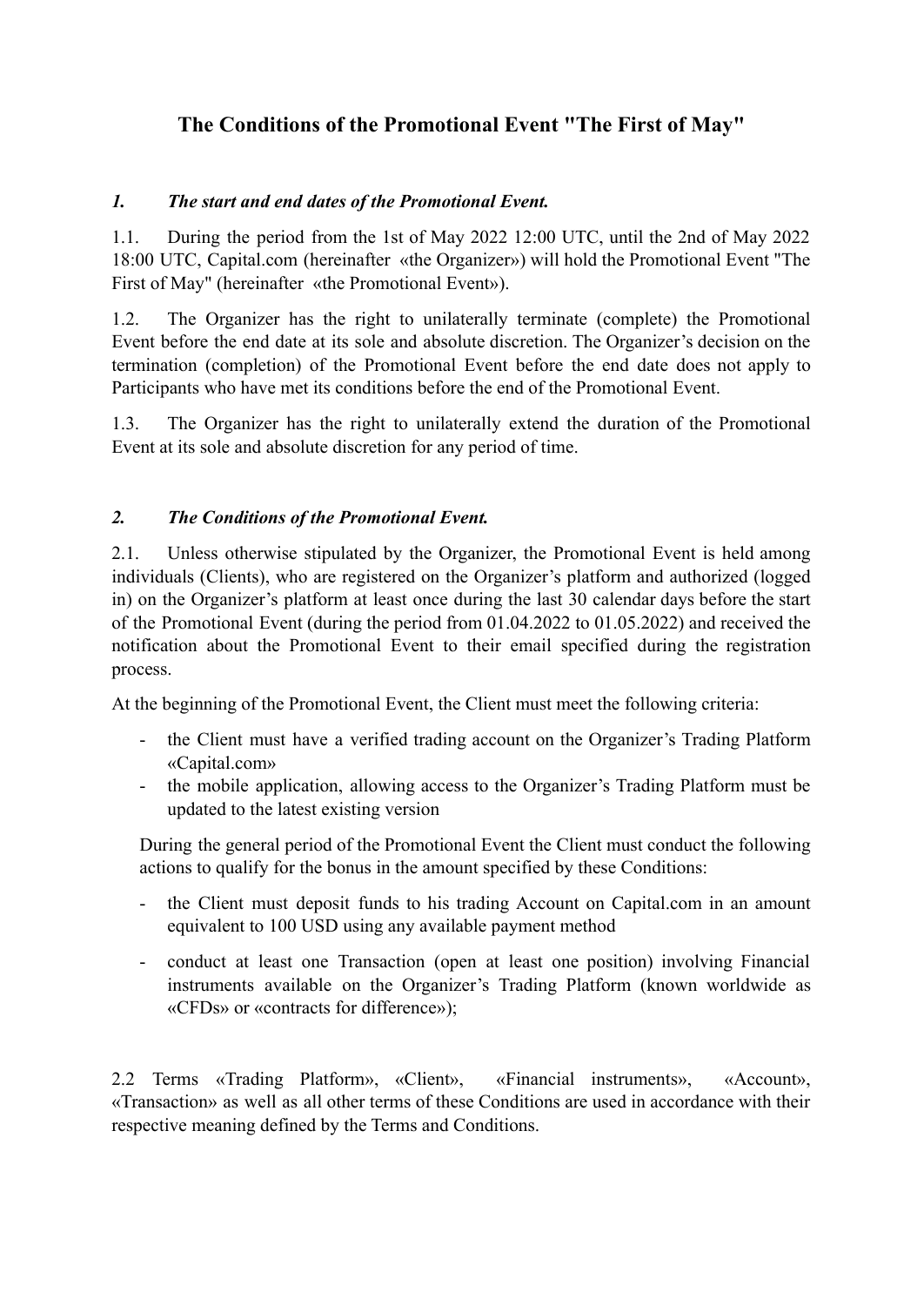# The Conditions of the Promotional Event "The First of May"

## *1. The start and end dates of the Promotional Event.*

1.1. During the period from the 1st of May 2022 12:00 UTC, until the 2nd of May 2022 18:00 UTC, Capital.com (hereinafter «the Organizer») will hold the Promotional Event "The First of May" (hereinafter «the Promotional Event»).

1.2. The Organizer has the right to unilaterally terminate (complete) the Promotional Event before the end date at its sole and absolute discretion. The Organizer's decision on the termination (completion) of the Promotional Event before the end date does not apply to Participants who have met its conditions before the end of the Promotional Event.

1.3. The Organizer has the right to unilaterally extend the duration of the Promotional Event at its sole and absolute discretion for any period of time.

## *2. The Conditions of the Promotional Event.*

2.1. Unless otherwise stipulated by the Organizer, the Promotional Event is held among individuals (Clients), who are registered on the Organizer's platform and authorized (logged in) on the Organizer's platform at least once during the last 30 calendar days before the start of the Promotional Event (during the period from 01.04.2022 to 01.05.2022) and received the notification about the Promotional Event to their email specified during the registration process.

At the beginning of the Promotional Event, the Client must meet the following criteria:

- the Client must have a verified trading account on the Organizer's Trading Platform «Capital.com»
- the mobile application, allowing access to the Organizer's Trading Platform must be updated to the latest existing version

During the general period of the Promotional Event the Client must conduct the following actions to qualify for the bonus in the amount specified by these Conditions:

- the Client must deposit funds to his trading Account on Capital.com in an amount equivalent to 100 USD using any available payment method
- conduct at least one Transaction (open at least one position) involving Financial instruments available on the Organizer's Trading Platform (known worldwide as «CFDs» or «contracts for difference»);

2.2 Terms «Trading Platform», «Client», «Financial instruments», «Account», «Transaction» as well as all other terms of these Conditions are used in accordance with their respective meaning defined by the Terms and Conditions.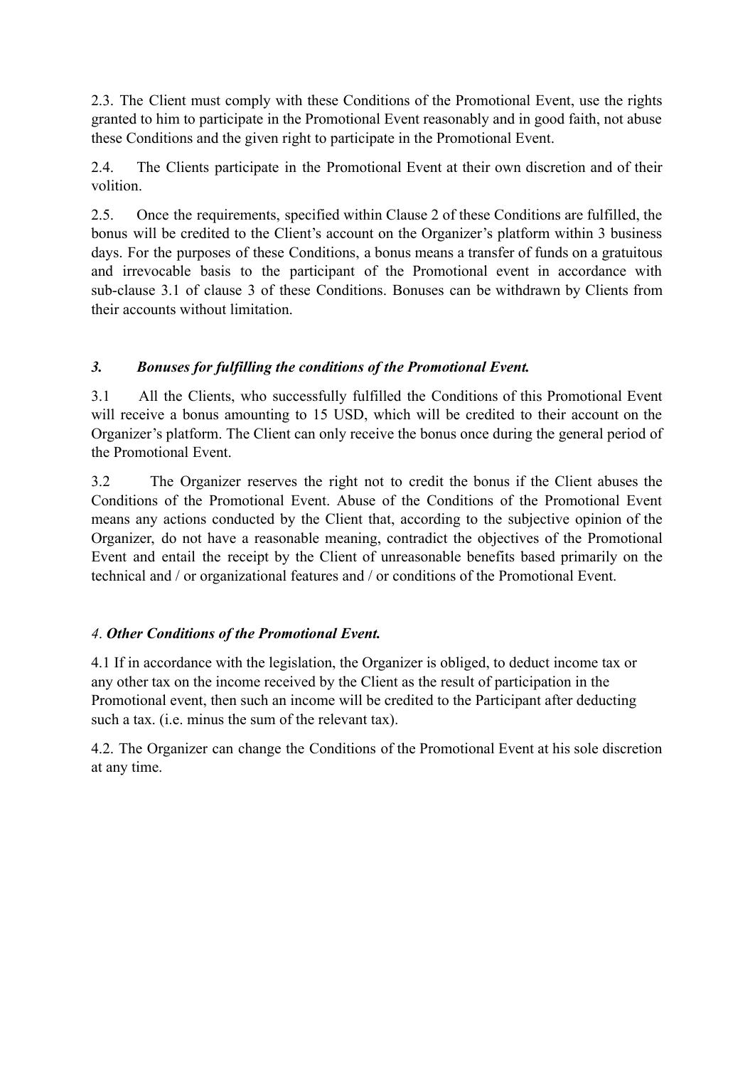2.3. The Client must comply with these Conditions of the Promotional Event, use the rights granted to him to participate in the Promotional Event reasonably and in good faith, not abuse these Conditions and the given right to participate in the Promotional Event.

2.4. The Clients participate in the Promotional Event at their own discretion and of their volition.

2.5. Once the requirements, specified within Clause 2 of these Conditions are fulfilled, the bonus will be credited to the Client's account on the Organizer's platform within 3 business days. For the purposes of these Conditions, a bonus means a transfer of funds on a gratuitous and irrevocable basis to the participant of the Promotional event in accordance with sub-clause 3.1 of clause 3 of these Conditions. Bonuses can be withdrawn by Clients from their accounts without limitation.

### *3. Bonuses for fulfilling the conditions of the Promotional Event.*

3.1 All the Clients, who successfully fulfilled the Conditions of this Promotional Event will receive a bonus amounting to 15 USD, which will be credited to their account on the Organizer's platform. The Client can only receive the bonus once during the general period of the Promotional Event.

3.2 The Organizer reserves the right not to credit the bonus if the Client abuses the Conditions of the Promotional Event. Abuse of the Conditions of the Promotional Event means any actions conducted by the Client that, according to the subjective opinion of the Organizer, do not have a reasonable meaning, contradict the objectives of the Promotional Event and entail the receipt by the Client of unreasonable benefits based primarily on the technical and / or organizational features and / or conditions of the Promotional Event.

### *4. Other Conditions of the Promotional Event.*

4.1 If in accordance with the legislation, the Organizer is obliged, to deduct income tax or any other tax on the income received by the Client as the result of participation in the Promotional event, then such an income will be credited to the Participant after deducting such a tax. (i.e. minus the sum of the relevant tax).

4.2. The Organizer can change the Conditions of the Promotional Event at his sole discretion at any time.